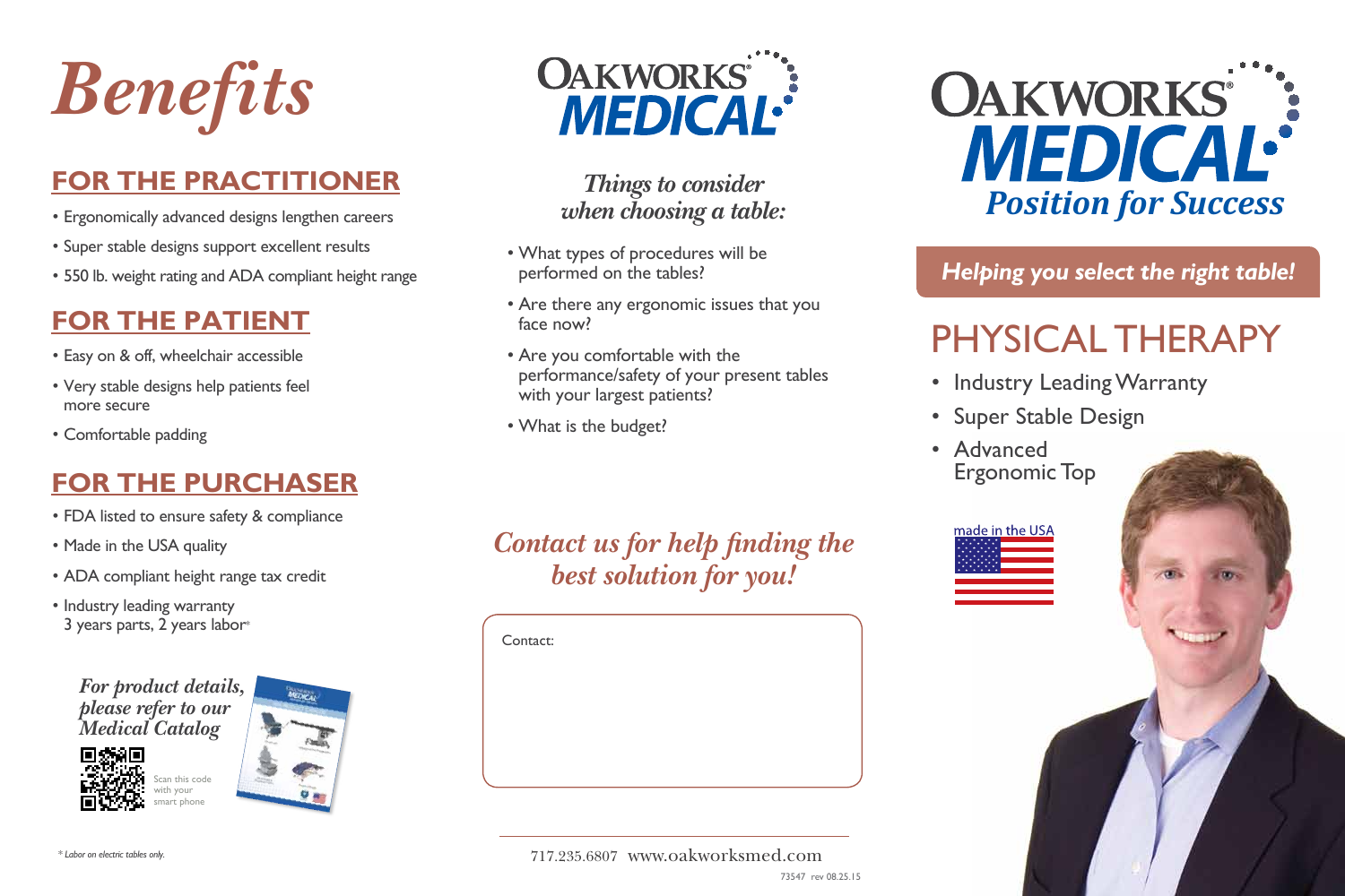# Benefits

## FOR THE PRACTITIONER

- Ergonomically advanced designs lengthen careers
- Super stable designs support excellent results
- 550 lb. weight rating and ADA compliant height range

## FOR THE PATIENT

- Easy on & off, wheelchair accessible
- Very stable designs help patients feel more secure
- Comfortable padding

## FOR THE PURCHASER

- FDA listed to ensure safety & compliance
- Made in the USA quality
- ADA compliant height range tax credit
- Industry leading warranty 3 years parts, 2 years labor*

*For product details, please refer to our Medical Catalog*

Scan this code with your smart phone

*\* Labor on electric tables only.*

OAKWORKS® MEDICAL

*Things to consider when choosing a table:*

- What types of procedures will be performed on the tables?
- Are there any ergonomic issues that you face now?
- Are you comfortable with the performance/safety of your present tables with your largest patients?
- What is the budget?

*Contact us for help finding the best solution for you!*

Contact:

717.235.6807 www.oakworksmed.com

73547 rev 08.25.15

# OAKWORKS® MEDICAL

***Position for Success***

***Helping you select the right table!***

# PHYSICAL THERAPY

- Industry Leading Warranty
- Super Stable Design
- Advanced Ergonomic Top

made in the USA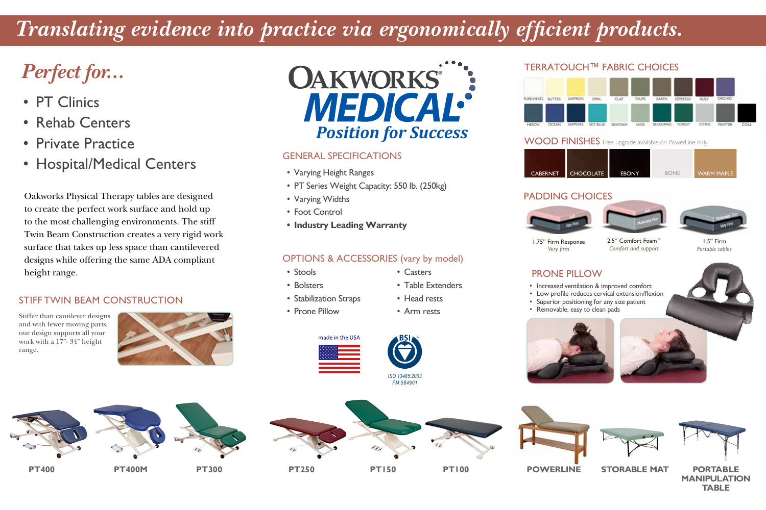# Translating evidence into practice via ergonomically efficient products.

## Perfect for...

- PT Clinics
- Rehab Centers
- Private Practice
- Hospital/Medical Centers

Oakworks Physical Therapy tables are designed to create the perfect work surface and hold up to the most challenging environments. The stiff Twin Beam Construction creates a very rigid work surface that takes up less space than cantilevered designs while offering the same ADA compliant height range.

### STIFF TWIN BEAM CONSTRUCTION

Stiffer than cantilever designs and with fewer moving parts, our design supports all your work with a 17"- 34" height range.

OAKWORKS® MEDICAL

*Position for Success*

### GENERAL SPECIFICATIONS

- Varying Height Ranges
- PT Series Weight Capacity: 550 lb. (250kg)
- Varying Widths
- Foot Control
- **Industry Leading Warranty**

### OPTIONS & ACCESSORIES (vary by model)

- Stools
- Bolsters
- Stabilization Straps
- Prone Pillow
- Casters
- Table Extenders
- Head rests
- Arm rests

made in the USA

BSI

ISO 13485:2003
FM 584901

### TERRATOUCH™ FABRIC CHOICES

PUREWHITE, BUTTER, SAFFRON, OPAL, CLAY, TAUPE, EARTH, ESPRESSO, RUBY, ORCHID

HERON, OCEAN, SAPPHIRE, SKY BLUE, SEAFOAM, SAGE, BLUEGRASS, FOREST, STONE, PEWTER, COAL

### WOOD FINISHES Free upgrade available on PowerLine only.

CABERNET, CHOCOLATE, EBONY, BONE, WARM MAPLE

### PADDING CHOICES

1.75" Firm Response
*Very firm*

2.5" Comfort Foam™
*Comfort and support*

1.5" Firm
*Portable tables*

### PRONE PILLOW

- Increased ventilation & improved comfort
- Low profile reduces cervical extension/flexion
- Superior positioning for any size patient
- Removable, easy to clean pads

PT400 PT400M PT300 PT250 PT150 PT100 POWERLINE STORABLE MAT PORTABLE MANIPULATION TABLE